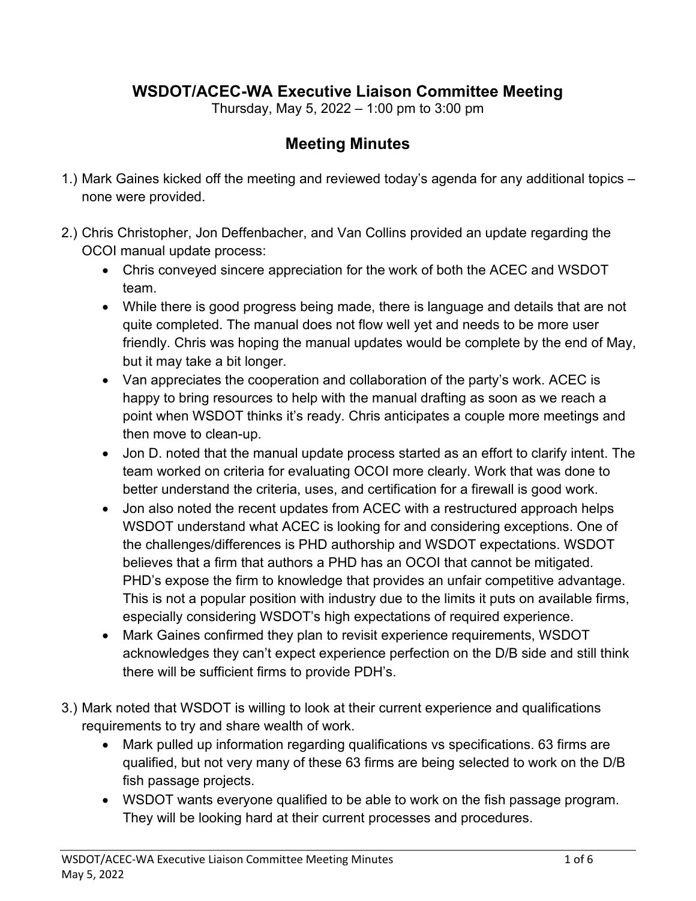# WSDOT/ACEC-WA Executive Liaison Committee Meeting

Thursday, May 5, 2022 – 1:00 pm to 3:00 pm

## Meeting Minutes

1.) Mark Gaines kicked off the meeting and reviewed today's agenda for any additional topics – none were provided.

2.) Chris Christopher, Jon Deffenbacher, and Van Collins provided an update regarding the OCOI manual update process:
   - Chris conveyed sincere appreciation for the work of both the ACEC and WSDOT team.
   - While there is good progress being made, there is language and details that are not quite completed. The manual does not flow well yet and needs to be more user friendly. Chris was hoping the manual updates would be complete by the end of May, but it may take a bit longer.
   - Van appreciates the cooperation and collaboration of the party's work. ACEC is happy to bring resources to help with the manual drafting as soon as we reach a point when WSDOT thinks it's ready. Chris anticipates a couple more meetings and then move to clean-up.
   - Jon D. noted that the manual update process started as an effort to clarify intent. The team worked on criteria for evaluating OCOI more clearly. Work that was done to better understand the criteria, uses, and certification for a firewall is good work.
   - Jon also noted the recent updates from ACEC with a restructured approach helps WSDOT understand what ACEC is looking for and considering exceptions. One of the challenges/differences is PHD authorship and WSDOT expectations. WSDOT believes that a firm that authors a PHD has an OCOI that cannot be mitigated. PHD's expose the firm to knowledge that provides an unfair competitive advantage. This is not a popular position with industry due to the limits it puts on available firms, especially considering WSDOT's high expectations of required experience.
   - Mark Gaines confirmed they plan to revisit experience requirements, WSDOT acknowledges they can't expect experience perfection on the D/B side and still think there will be sufficient firms to provide PDH's.

3.) Mark noted that WSDOT is willing to look at their current experience and qualifications requirements to try and share wealth of work.
   - Mark pulled up information regarding qualifications vs specifications. 63 firms are qualified, but not very many of these 63 firms are being selected to work on the D/B fish passage projects.
   - WSDOT wants everyone qualified to be able to work on the fish passage program. They will be looking hard at their current processes and procedures.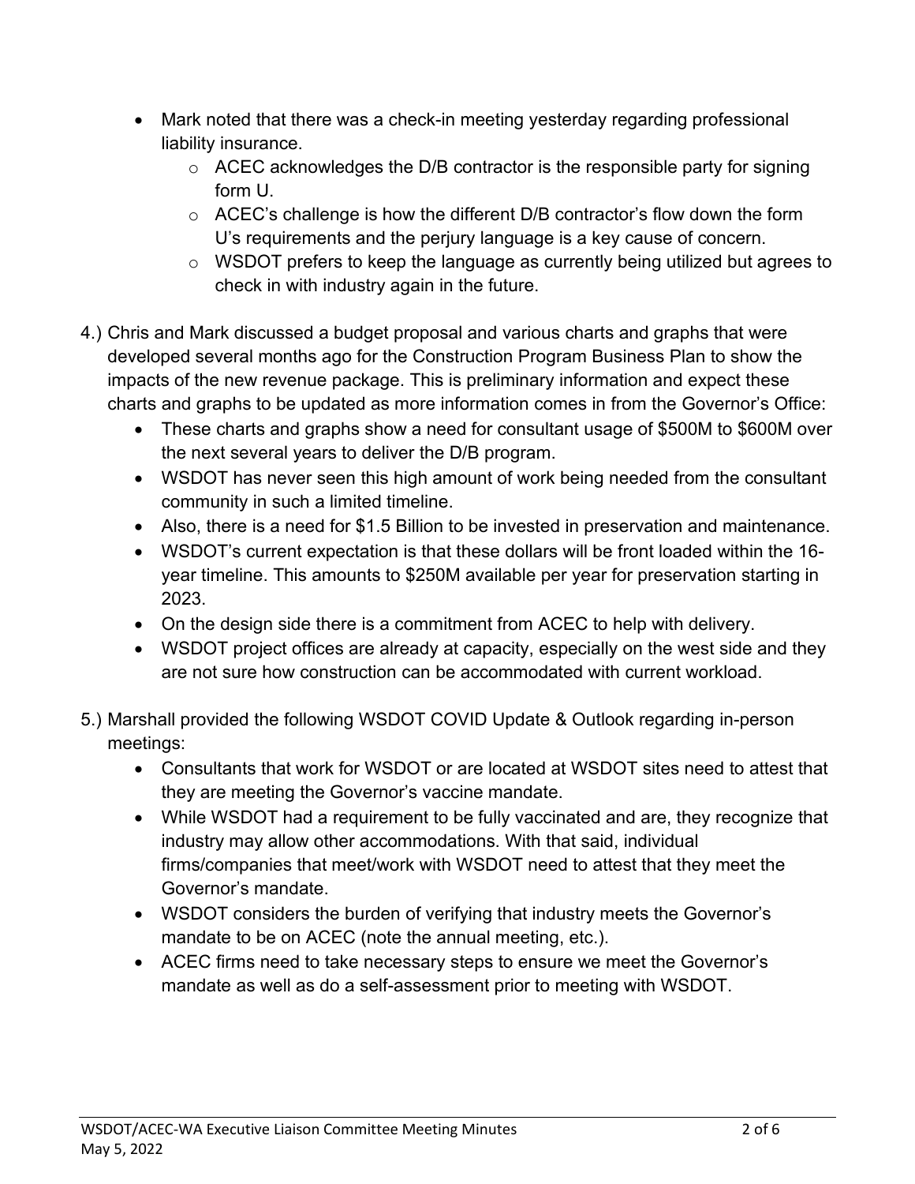- Mark noted that there was a check-in meeting yesterday regarding professional liability insurance.
  - ACEC acknowledges the D/B contractor is the responsible party for signing form U.
  - ACEC's challenge is how the different D/B contractor's flow down the form U's requirements and the perjury language is a key cause of concern.
  - WSDOT prefers to keep the language as currently being utilized but agrees to check in with industry again in the future.

4.) Chris and Mark discussed a budget proposal and various charts and graphs that were developed several months ago for the Construction Program Business Plan to show the impacts of the new revenue package. This is preliminary information and expect these charts and graphs to be updated as more information comes in from the Governor's Office:

- These charts and graphs show a need for consultant usage of $500M to $600M over the next several years to deliver the D/B program.
- WSDOT has never seen this high amount of work being needed from the consultant community in such a limited timeline.
- Also, there is a need for $1.5 Billion to be invested in preservation and maintenance.
- WSDOT's current expectation is that these dollars will be front loaded within the 16-year timeline. This amounts to $250M available per year for preservation starting in 2023.
- On the design side there is a commitment from ACEC to help with delivery.
- WSDOT project offices are already at capacity, especially on the west side and they are not sure how construction can be accommodated with current workload.

5.) Marshall provided the following WSDOT COVID Update & Outlook regarding in-person meetings:

- Consultants that work for WSDOT or are located at WSDOT sites need to attest that they are meeting the Governor's vaccine mandate.
- While WSDOT had a requirement to be fully vaccinated and are, they recognize that industry may allow other accommodations. With that said, individual firms/companies that meet/work with WSDOT need to attest that they meet the Governor's mandate.
- WSDOT considers the burden of verifying that industry meets the Governor's mandate to be on ACEC (note the annual meeting, etc.).
- ACEC firms need to take necessary steps to ensure we meet the Governor's mandate as well as do a self-assessment prior to meeting with WSDOT.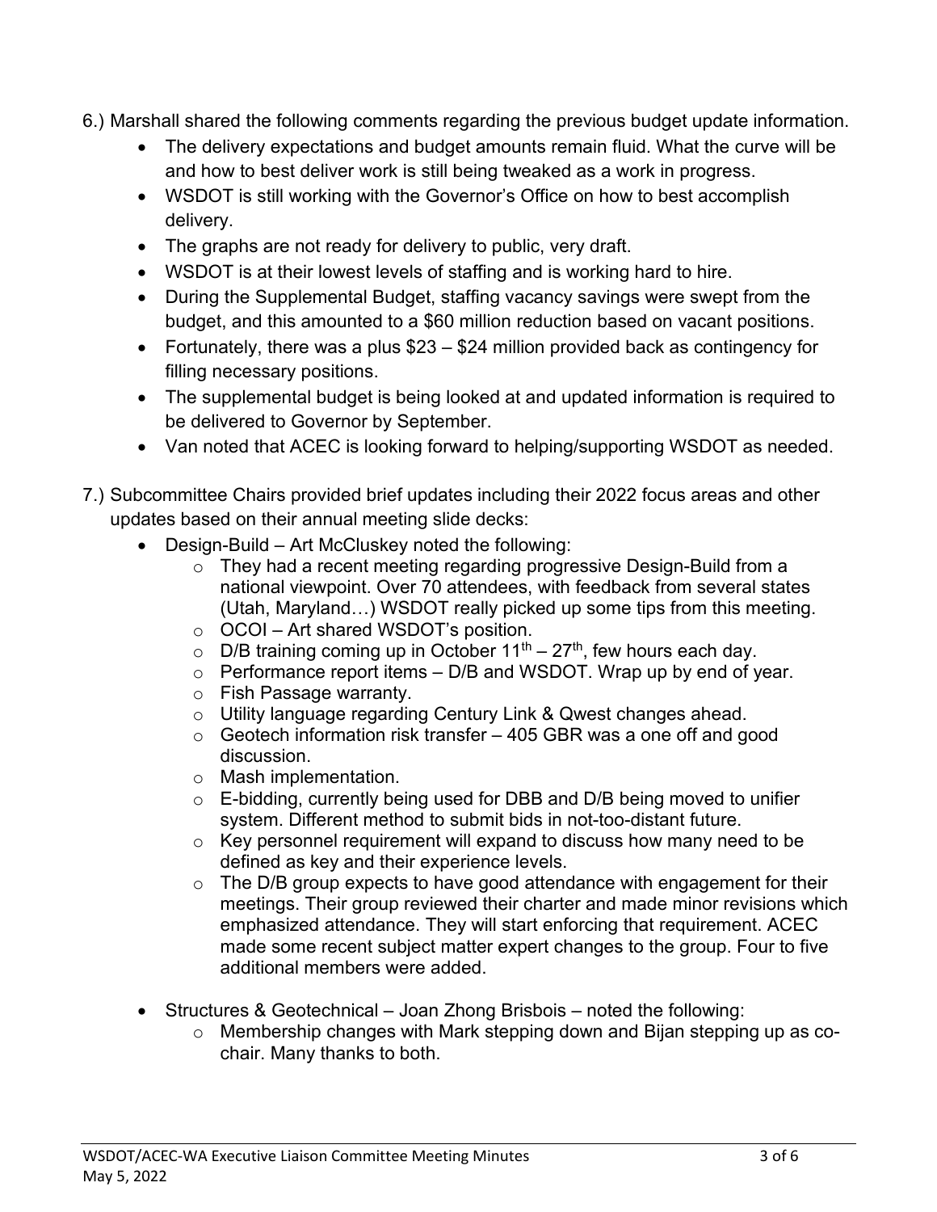6.) Marshall shared the following comments regarding the previous budget update information.

- The delivery expectations and budget amounts remain fluid. What the curve will be and how to best deliver work is still being tweaked as a work in progress.
- WSDOT is still working with the Governor's Office on how to best accomplish delivery.
- The graphs are not ready for delivery to public, very draft.
- WSDOT is at their lowest levels of staffing and is working hard to hire.
- During the Supplemental Budget, staffing vacancy savings were swept from the budget, and this amounted to a $60 million reduction based on vacant positions.
- Fortunately, there was a plus $23 – $24 million provided back as contingency for filling necessary positions.
- The supplemental budget is being looked at and updated information is required to be delivered to Governor by September.
- Van noted that ACEC is looking forward to helping/supporting WSDOT as needed.

7.) Subcommittee Chairs provided brief updates including their 2022 focus areas and other updates based on their annual meeting slide decks:

- Design-Build – Art McCluskey noted the following:
  - They had a recent meeting regarding progressive Design-Build from a national viewpoint. Over 70 attendees, with feedback from several states (Utah, Maryland…) WSDOT really picked up some tips from this meeting.
  - OCOI – Art shared WSDOT's position.
  - D/B training coming up in October 11th – 27th, few hours each day.
  - Performance report items – D/B and WSDOT. Wrap up by end of year.
  - Fish Passage warranty.
  - Utility language regarding Century Link & Qwest changes ahead.
  - Geotech information risk transfer – 405 GBR was a one off and good discussion.
  - Mash implementation.
  - E-bidding, currently being used for DBB and D/B being moved to unifier system. Different method to submit bids in not-too-distant future.
  - Key personnel requirement will expand to discuss how many need to be defined as key and their experience levels.
  - The D/B group expects to have good attendance with engagement for their meetings. Their group reviewed their charter and made minor revisions which emphasized attendance. They will start enforcing that requirement. ACEC made some recent subject matter expert changes to the group. Four to five additional members were added.

- Structures & Geotechnical – Joan Zhong Brisbois – noted the following:
  - Membership changes with Mark stepping down and Bijan stepping up as co-chair. Many thanks to both.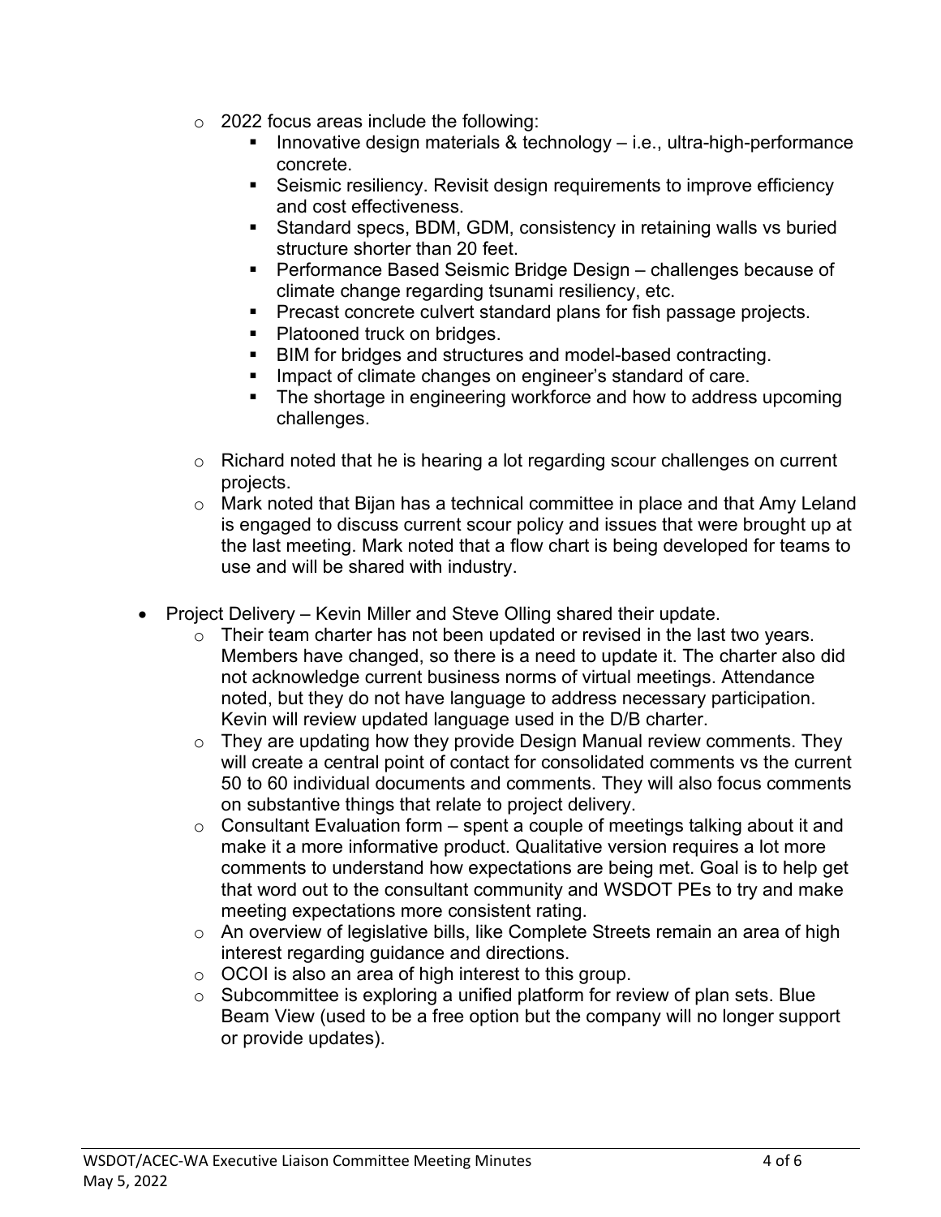- 2022 focus areas include the following:
  - Innovative design materials & technology – i.e., ultra-high-performance concrete.
  - Seismic resiliency. Revisit design requirements to improve efficiency and cost effectiveness.
  - Standard specs, BDM, GDM, consistency in retaining walls vs buried structure shorter than 20 feet.
  - Performance Based Seismic Bridge Design – challenges because of climate change regarding tsunami resiliency, etc.
  - Precast concrete culvert standard plans for fish passage projects.
  - Platooned truck on bridges.
  - BIM for bridges and structures and model-based contracting.
  - Impact of climate changes on engineer's standard of care.
  - The shortage in engineering workforce and how to address upcoming challenges.
- Richard noted that he is hearing a lot regarding scour challenges on current projects.
- Mark noted that Bijan has a technical committee in place and that Amy Leland is engaged to discuss current scour policy and issues that were brought up at the last meeting. Mark noted that a flow chart is being developed for teams to use and will be shared with industry.

- Project Delivery – Kevin Miller and Steve Olling shared their update.
  - Their team charter has not been updated or revised in the last two years. Members have changed, so there is a need to update it. The charter also did not acknowledge current business norms of virtual meetings. Attendance noted, but they do not have language to address necessary participation. Kevin will review updated language used in the D/B charter.
  - They are updating how they provide Design Manual review comments. They will create a central point of contact for consolidated comments vs the current 50 to 60 individual documents and comments. They will also focus comments on substantive things that relate to project delivery.
  - Consultant Evaluation form – spent a couple of meetings talking about it and make it a more informative product. Qualitative version requires a lot more comments to understand how expectations are being met. Goal is to help get that word out to the consultant community and WSDOT PEs to try and make meeting expectations more consistent rating.
  - An overview of legislative bills, like Complete Streets remain an area of high interest regarding guidance and directions.
  - OCOI is also an area of high interest to this group.
  - Subcommittee is exploring a unified platform for review of plan sets. Blue Beam View (used to be a free option but the company will no longer support or provide updates).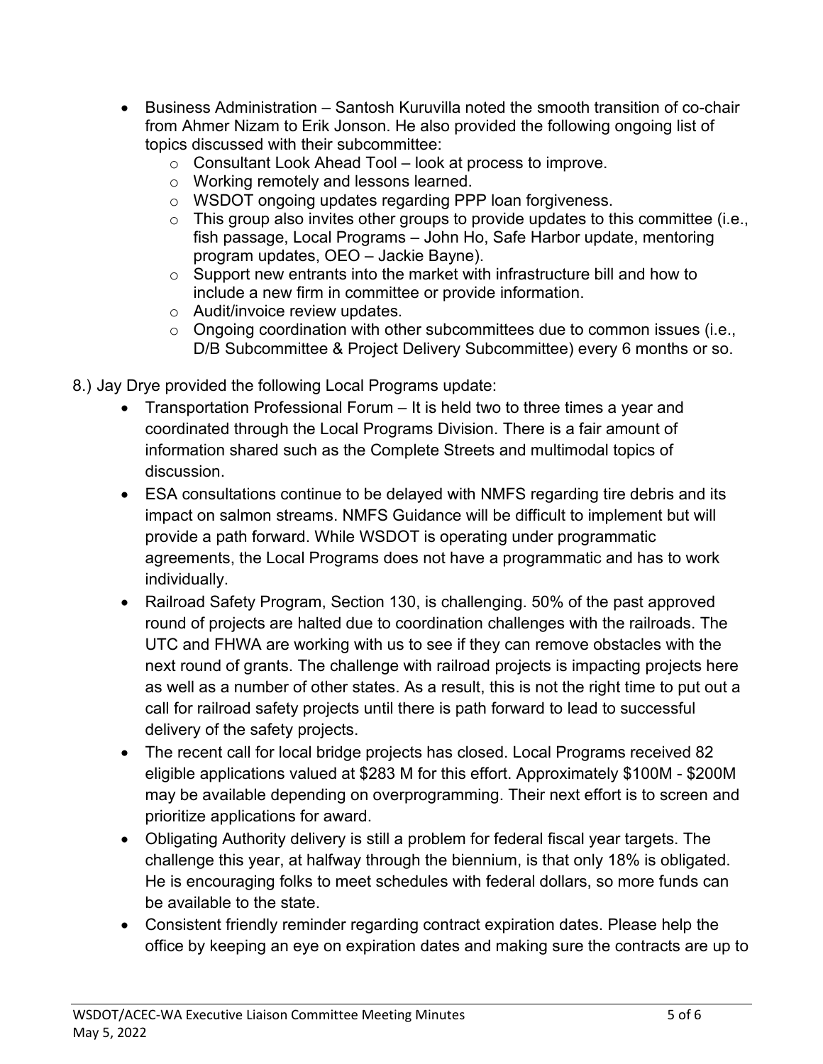- Business Administration – Santosh Kuruvilla noted the smooth transition of co-chair from Ahmer Nizam to Erik Jonson. He also provided the following ongoing list of topics discussed with their subcommittee:
    - Consultant Look Ahead Tool – look at process to improve.
    - Working remotely and lessons learned.
    - WSDOT ongoing updates regarding PPP loan forgiveness.
    - This group also invites other groups to provide updates to this committee (i.e., fish passage, Local Programs – John Ho, Safe Harbor update, mentoring program updates, OEO – Jackie Bayne).
    - Support new entrants into the market with infrastructure bill and how to include a new firm in committee or provide information.
    - Audit/invoice review updates.
    - Ongoing coordination with other subcommittees due to common issues (i.e., D/B Subcommittee & Project Delivery Subcommittee) every 6 months or so.

8.) Jay Drye provided the following Local Programs update:

- Transportation Professional Forum – It is held two to three times a year and coordinated through the Local Programs Division. There is a fair amount of information shared such as the Complete Streets and multimodal topics of discussion.
- ESA consultations continue to be delayed with NMFS regarding tire debris and its impact on salmon streams. NMFS Guidance will be difficult to implement but will provide a path forward. While WSDOT is operating under programmatic agreements, the Local Programs does not have a programmatic and has to work individually.
- Railroad Safety Program, Section 130, is challenging. 50% of the past approved round of projects are halted due to coordination challenges with the railroads. The UTC and FHWA are working with us to see if they can remove obstacles with the next round of grants. The challenge with railroad projects is impacting projects here as well as a number of other states. As a result, this is not the right time to put out a call for railroad safety projects until there is path forward to lead to successful delivery of the safety projects.
- The recent call for local bridge projects has closed. Local Programs received 82 eligible applications valued at $283 M for this effort. Approximately $100M - $200M may be available depending on overprogramming. Their next effort is to screen and prioritize applications for award.
- Obligating Authority delivery is still a problem for federal fiscal year targets. The challenge this year, at halfway through the biennium, is that only 18% is obligated. He is encouraging folks to meet schedules with federal dollars, so more funds can be available to the state.
- Consistent friendly reminder regarding contract expiration dates. Please help the office by keeping an eye on expiration dates and making sure the contracts are up to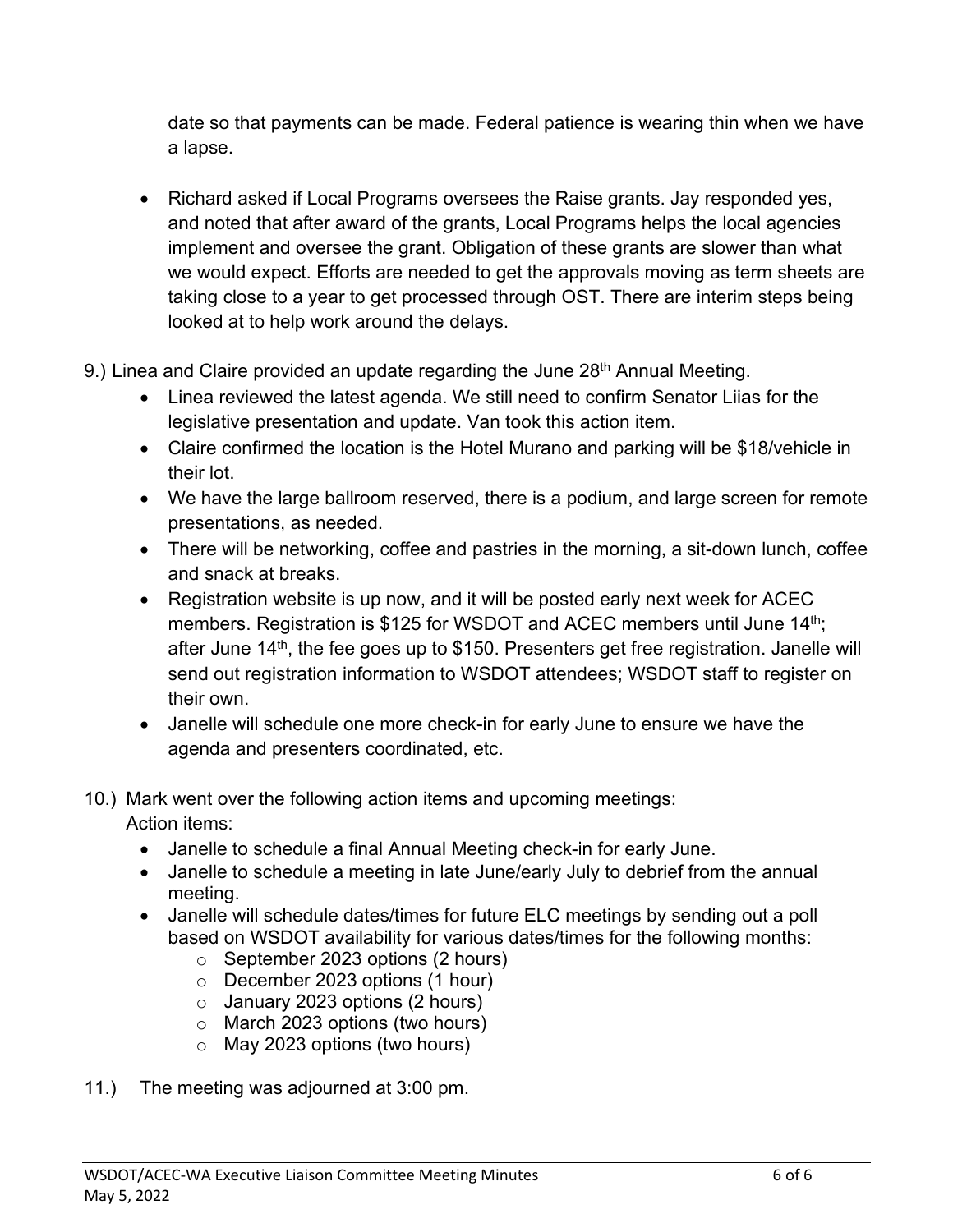date so that payments can be made. Federal patience is wearing thin when we have a lapse.

- Richard asked if Local Programs oversees the Raise grants. Jay responded yes, and noted that after award of the grants, Local Programs helps the local agencies implement and oversee the grant. Obligation of these grants are slower than what we would expect. Efforts are needed to get the approvals moving as term sheets are taking close to a year to get processed through OST. There are interim steps being looked at to help work around the delays.

9.) Linea and Claire provided an update regarding the June 28th Annual Meeting.

- Linea reviewed the latest agenda. We still need to confirm Senator Liias for the legislative presentation and update. Van took this action item.
- Claire confirmed the location is the Hotel Murano and parking will be $18/vehicle in their lot.
- We have the large ballroom reserved, there is a podium, and large screen for remote presentations, as needed.
- There will be networking, coffee and pastries in the morning, a sit-down lunch, coffee and snack at breaks.
- Registration website is up now, and it will be posted early next week for ACEC members. Registration is $125 for WSDOT and ACEC members until June 14th; after June 14th, the fee goes up to $150. Presenters get free registration. Janelle will send out registration information to WSDOT attendees; WSDOT staff to register on their own.
- Janelle will schedule one more check-in for early June to ensure we have the agenda and presenters coordinated, etc.

10.) Mark went over the following action items and upcoming meetings:
Action items:

- Janelle to schedule a final Annual Meeting check-in for early June.
- Janelle to schedule a meeting in late June/early July to debrief from the annual meeting.
- Janelle will schedule dates/times for future ELC meetings by sending out a poll based on WSDOT availability for various dates/times for the following months:
  - September 2023 options (2 hours)
  - December 2023 options (1 hour)
  - January 2023 options (2 hours)
  - March 2023 options (two hours)
  - May 2023 options (two hours)

11.) The meeting was adjourned at 3:00 pm.